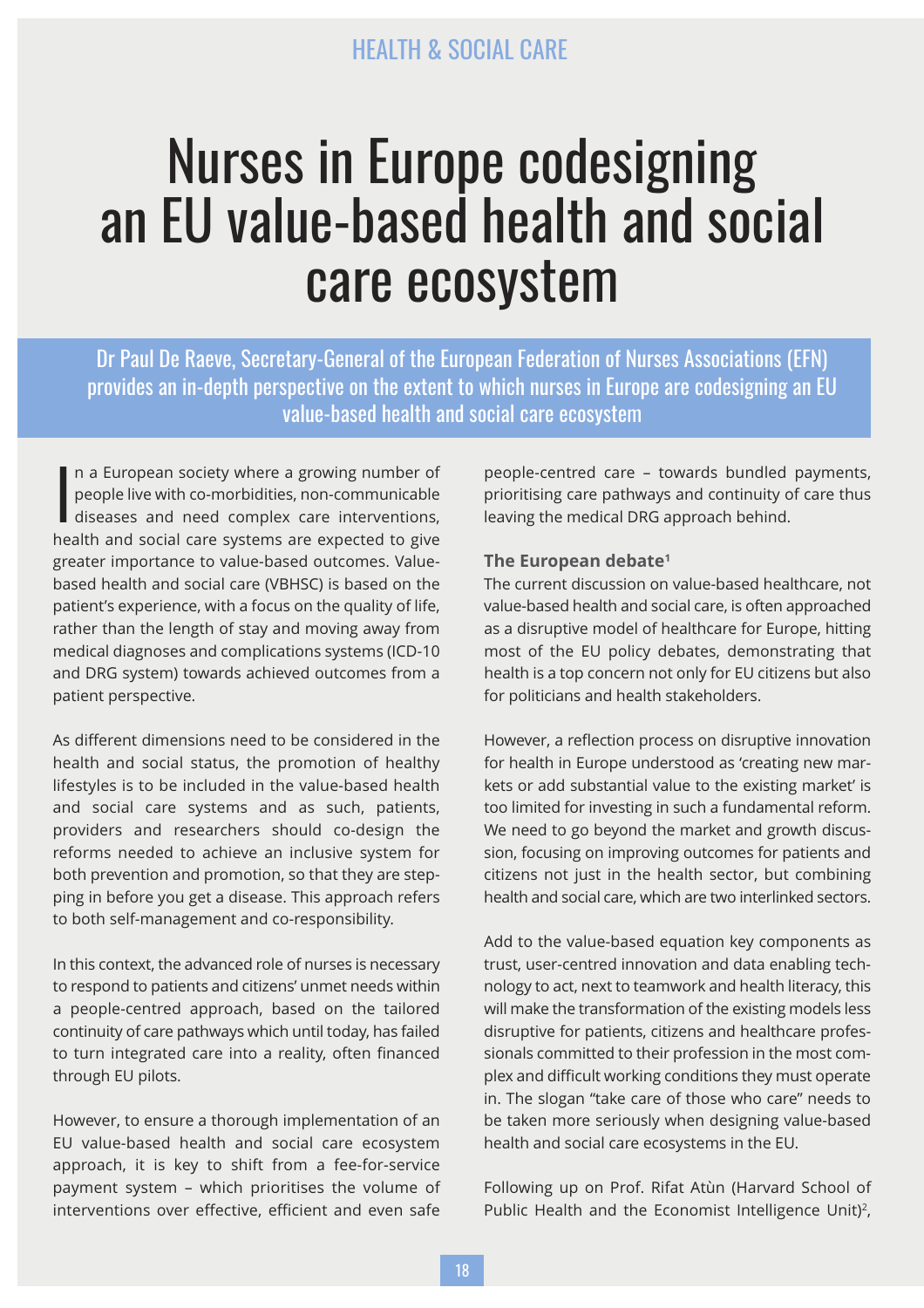# Nurses in Europe codesigning an EU value-based health and social care ecosystem

**Dr Paul De Raeve, Secretary-General of the European Federation of Nurses Associations (EFN) provides an in-depth perspective on the extent to which nurses in Europe are codesigning an EU value-based health and social care ecosystem**

In a European society where a growing number of people live with co-morbidities, non-communicable diseases and need complex care interventions, health and social care systems are expected to give greater importance to value-based outcomes. Value-based health and social care (VBHSC) is based on the patient's experience, with a focus on the quality of life, rather than the length of stay and moving away from medical diagnoses and complications systems (ICD-10 and DRG system) towards achieved outcomes from a patient perspective.

As different dimensions need to be considered in the health and social status, the promotion of healthy lifestyles is to be included in the value-based health and social care systems and as such, patients, providers and researchers should co-design the reforms needed to achieve an inclusive system for both prevention and promotion, so that they are stepping in before you get a disease. This approach refers to both self-management and co-responsibility.

In this context, the advanced role of nurses is necessary to respond to patients and citizens' unmet needs within a people-centred approach, based on the tailored continuity of care pathways which until today, has failed to turn integrated care into a reality, often financed through EU pilots.

However, to ensure a thorough implementation of an EU value-based health and social care ecosystem approach, it is key to shift from a fee-for-service payment system – which prioritises the volume of interventions over effective, efficient and even safe people-centred care – towards bundled payments, prioritising care pathways and continuity of care thus leaving the medical DRG approach behind.

### The European debate[1]

The current discussion on value-based healthcare, not value-based health and social care, is often approached as a disruptive model of healthcare for Europe, hitting most of the EU policy debates, demonstrating that health is a top concern not only for EU citizens but also for politicians and health stakeholders.

However, a reflection process on disruptive innovation for health in Europe understood as 'creating new markets or add substantial value to the existing market' is too limited for investing in such a fundamental reform. We need to go beyond the market and growth discussion, focusing on improving outcomes for patients and citizens not just in the health sector, but combining health and social care, which are two interlinked sectors.

Add to the value-based equation key components as trust, user-centred innovation and data enabling technology to act, next to teamwork and health literacy, this will make the transformation of the existing models less disruptive for patients, citizens and healthcare professionals committed to their profession in the most complex and difficult working conditions they must operate in. The slogan "take care of those who care" needs to be taken more seriously when designing value-based health and social care ecosystems in the EU.

Following up on Prof. Rifat Atùn (Harvard School of Public Health and the Economist Intelligence Unit)[2],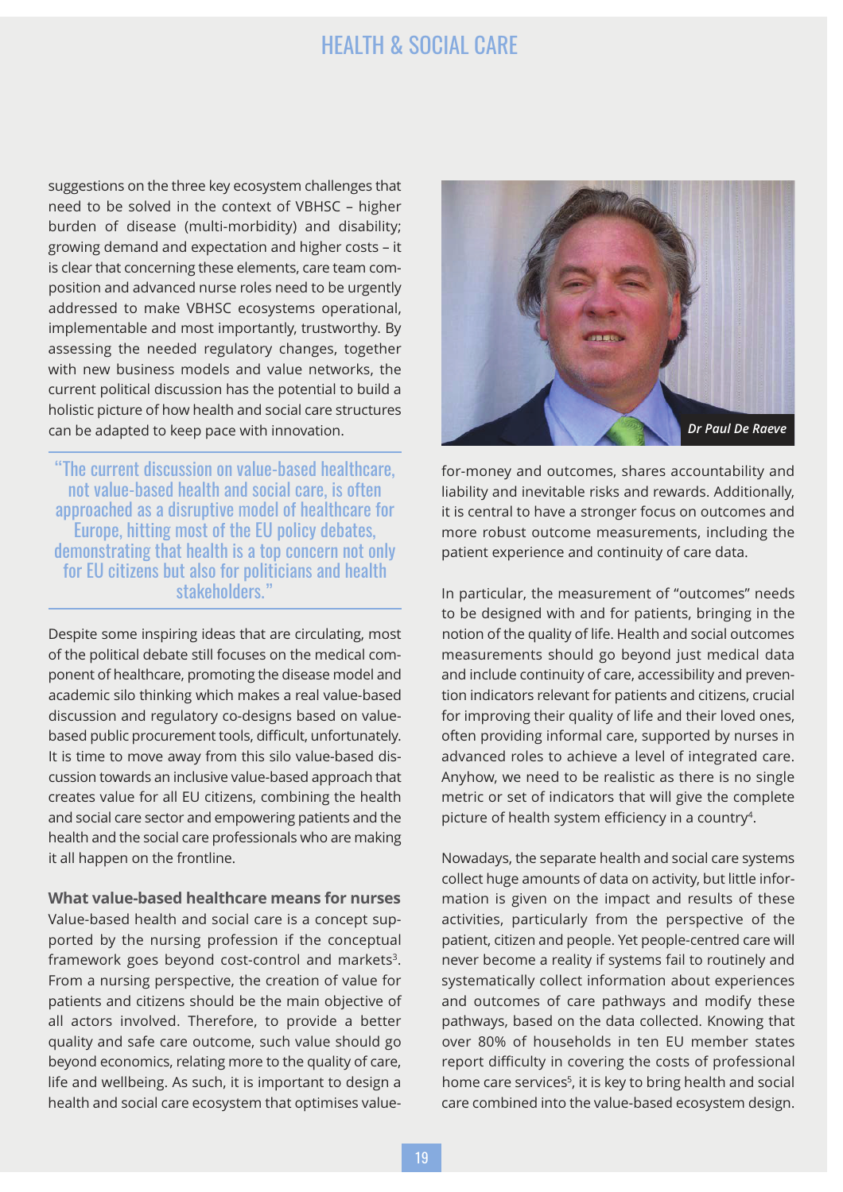suggestions on the three key ecosystem challenges that need to be solved in the context of VBHSC – higher burden of disease (multi-morbidity) and disability; growing demand and expectation and higher costs – it is clear that concerning these elements, care team composition and advanced nurse roles need to be urgently addressed to make VBHSC ecosystems operational, implementable and most importantly, trustworthy. By assessing the needed regulatory changes, together with new business models and value networks, the current political discussion has the potential to build a holistic picture of how health and social care structures can be adapted to keep pace with innovation.

> "The current discussion on value-based healthcare, not value-based health and social care, is often approached as a disruptive model of healthcare for Europe, hitting most of the EU debates, demonstrating that health is a top concern not only for EU citizens but also for politicians and health stakeholders."

Despite some inspiring ideas that are circulating, most of the political debate still focuses on the medical component of healthcare, promoting the disease model and academic silo thinking which makes a real value-based discussion and regulatory co-designs based on value-based public procurement tools, difficult, unfortunately. It is time to move away from this silo value-based discussion towards an inclusive value-based approach that creates value for all EU citizens, combining the health and social care sector and empowering patients and the health and the social care professionals who are making it all happen on the frontline.

**What value-based healthcare means for nurses**

Value-based health and social care is a concept supported by the nursing profession if the conceptual framework goes beyond cost-control and markets[3]. From a nursing perspective, the creation of value for patients and citizens should be the main objective of all actors involved. Therefore, to provide a better quality and safe care outcome, such value should go beyond economics, relating more to the quality of care, life and wellbeing. As such, it is important to design a health and social care ecosystem that optimises value-for-money and outcomes, shares accountability and liability and inevitable risks and rewards. Additionally, it is central to have a stronger focus on outcomes and more robust outcome measurements, including the patient experience and continuity of care data.

*Dr Paul De Raeve*

In particular, the measurement of "outcomes" needs to be designed with and for patients, bringing in the notion of the quality of life. Health and social outcomes measurements should go beyond just medical data and include continuity of care, accessibility and prevention indicators relevant for patients and citizens, crucial for improving their quality of life and their loved ones, often providing informal care, supported by nurses in advanced roles to achieve a level of integrated care. Anyhow, we need to be realistic as there is no single metric or set of indicators that will give the complete picture of health system efficiency in a country[4].

Nowadays, the separate health and social care systems collect huge amounts of data on activity, but little information is given on the impact and results of these activities, particularly from the perspective of the patient, citizen and people. Yet people-centred care will never become a reality if systems fail to routinely and systematically collect information about experiences and outcomes of care pathways and modify these pathways, based on the data collected. Knowing that over 80% of households in ten EU member states report difficulty in covering the costs of professional home care services[5], it is key to bring health and social care combined into the value-based ecosystem design.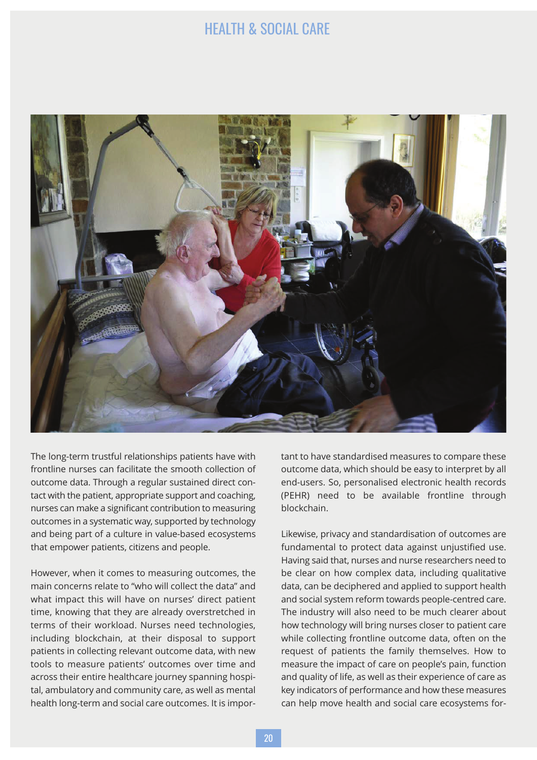The long-term trustful relationships patients have with frontline nurses can facilitate the smooth collection of outcome data. Through a regular sustained direct contact with the patient, appropriate support and coaching, nurses can make a significant contribution to measuring outcomes in a systematic way, supported by technology and being part of a culture in value-based ecosystems that empower patients, citizens and people.

However, when it comes to measuring outcomes, the main concerns relate to "who will collect the data" and what impact this will have on nurses' direct patient time, knowing that they are already overstretched in terms of their workload. Nurses need technologies, including blockchain, at their disposal to support patients in collecting relevant outcome data, with new tools to measure patients' outcomes over time and across their entire healthcare journey spanning hospital, ambulatory and community care, as well as mental health long-term and social care outcomes. It is important to have standardised measures to compare these outcome data, which should be easy to interpret by all end-users. So, personalised electronic health records (PEHR) need to be available frontline through blockchain.

Likewise, privacy and standardisation of outcomes are fundamental to protect data against unjustified use. Having said that, nurses and nurse researchers need to be clear on how complex data, including qualitative data, can be deciphered and applied to support health and social system reform towards people-centred care. The industry will also need to be much clearer about how technology will bring nurses closer to patient care while collecting frontline outcome data, often on the request of patients the family themselves. How to measure the impact of care on people's pain, function and quality of life, as well as their experience of care as key indicators of performance and how these measures can help move health and social care ecosystems for-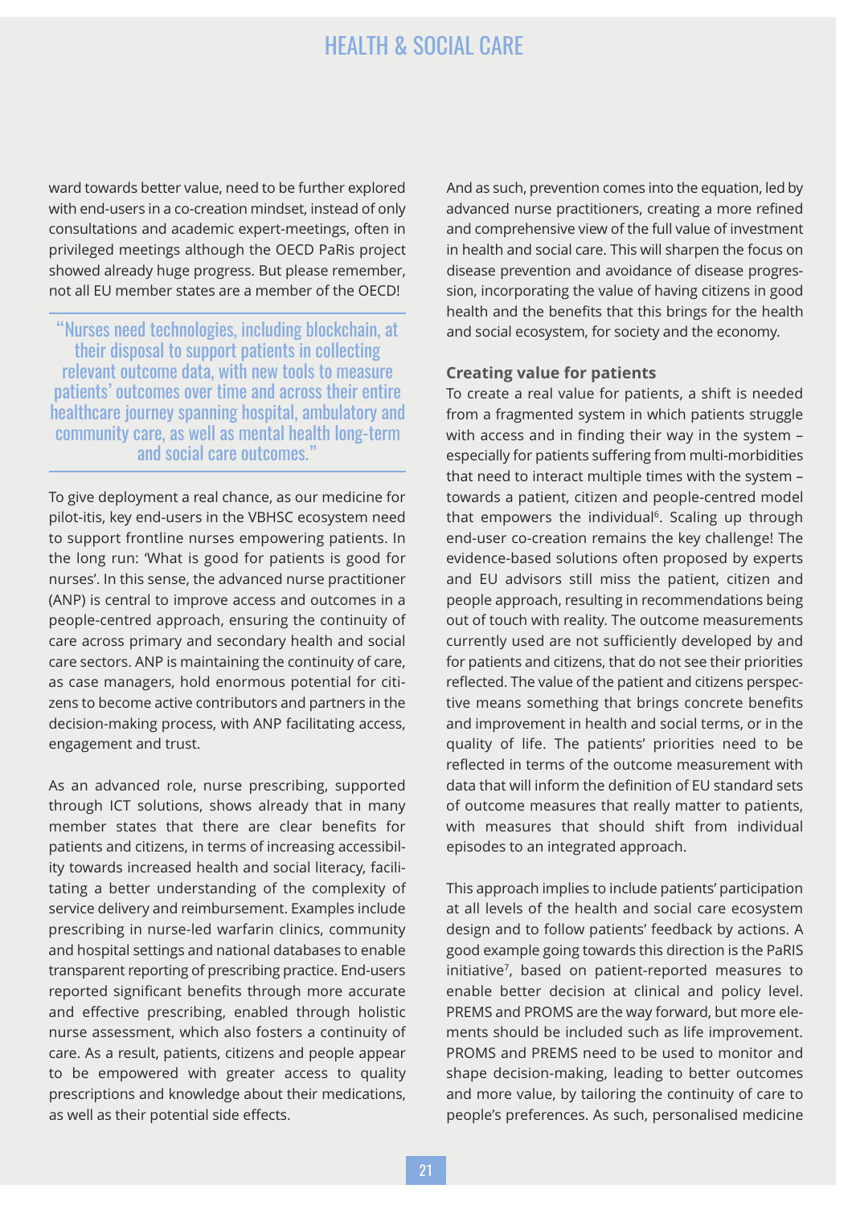ward towards better value, need to be further explored with end-users in a co-creation mindset, instead of only consultations and academic expert-meetings, often in privileged meetings although the OECD PaRis project showed already huge progress. But please remember, not all EU member states are a member of the OECD!

> "Nurses need technologies, including blockchain, at their disposal to support patients in collecting relevant outcome data, with new tools to measure patients' outcomes over time and across their entire healthcare journey spanning hospital, ambulatory and community care, as well as mental health long-term and social care outcomes."

To give deployment a real chance, as our medicine for pilot-itis, key end-users in the VBHSC ecosystem need to support frontline nurses empowering patients. In the long run: 'What is good for patients is good for nurses'. In this sense, the advanced nurse practitioner (ANP) is central to improve access and outcomes in a people-centred approach, ensuring the continuity of care across primary and secondary health and social care sectors. ANP is maintaining the continuity of care, as case managers, hold enormous potential for citizens to become active contributors and partners in the decision-making process, with ANP facilitating access, engagement and trust.

As an advanced role, nurse prescribing, supported through ICT solutions, shows already that in many member states that there are clear benefits for patients and citizens, in terms of increasing accessibility towards increased health and social literacy, facilitating a better understanding of the complexity of service delivery and reimbursement. Examples include prescribing in nurse-led warfarin clinics, community and hospital settings and national databases to enable transparent reporting of prescribing practice. End-users reported significant benefits through more accurate and effective prescribing, enabled through holistic nurse assessment, which also fosters a continuity of care. As a result, patients, citizens and people appear to be empowered with greater access to quality prescriptions and knowledge about their medications, as well as their potential side effects.

And as such, prevention comes into the equation, led by advanced nurse practitioners, creating a more refined and comprehensive view of the full value of investment in health and social care. This will sharpen the focus on disease prevention and avoidance of disease progression, incorporating the value of having citizens in good health and the benefits that this brings for the health and social ecosystem, for society and the economy.

**Creating value for patients**

To create a real value for patients, a shift is needed from a fragmented system in which patients struggle with access and in finding their way in the system – especially for patients suffering from multi-morbidities that need to interact multiple times with the system – towards a patient, citizen and people-centred model that empowers the individual[6]. Scaling up through end-user co-creation remains the key challenge! The evidence-based solutions often proposed by experts and EU advisors still miss the patient, citizen and people approach, resulting in recommendations being out of touch with reality. The outcome measurements currently used are not sufficiently developed by and for patients and citizens, that do not see their priorities reflected. The value of the patient and citizens perspective means something that brings concrete benefits and improvement in health and social terms, or in the quality of life. The patients' priorities need to be reflected in terms of the outcome measurement with data that will inform the definition of EU standard sets of outcome measures that really matter to patients, with measures that should shift from individual episodes to an integrated approach.

This approach implies to include patients' participation at all levels of the health and social care ecosystem design and to follow patients' feedback by actions. A good example going towards this direction is the PaRIS initiative[7], based on patient-reported measures to enable better decision at clinical and policy level. PREMS and PROMS are the way forward, but more elements should be included such as life improvement. PROMS and PREMS need to be used to monitor and shape decision-making, leading to better outcomes and more value, by tailoring the continuity of care to people's preferences. As such, personalised medicine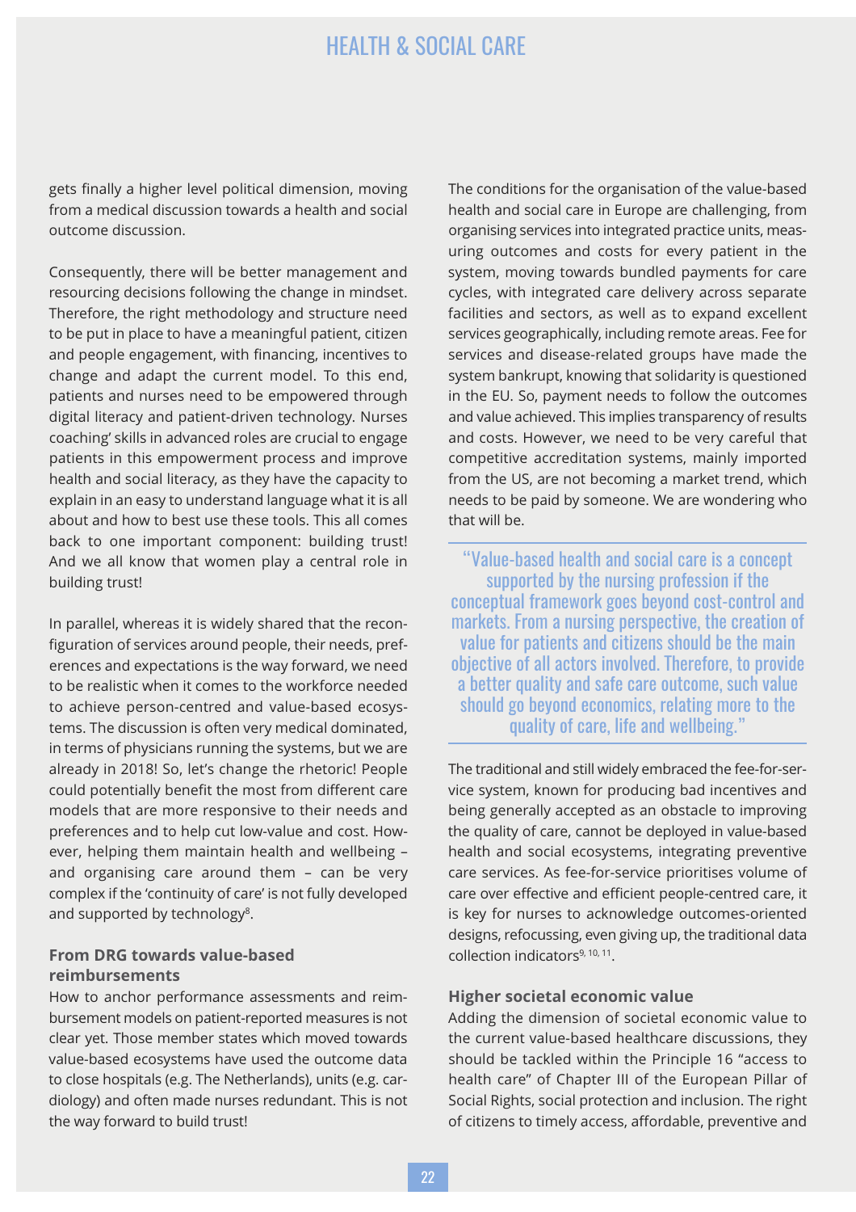gets finally a higher level political dimension, moving from a medical discussion towards a health and social outcome discussion.

Consequently, there will be better management and resourcing decisions following the change in mindset. Therefore, the right methodology and structure need to be put in place to have a meaningful patient, citizen and people engagement, with financing, incentives to change and adapt the current model. To this end, patients and nurses need to be empowered through digital literacy and patient-driven technology. Nurses coaching' skills in advanced roles are crucial to engage patients in this empowerment process and improve health and social literacy, as they have the capacity to explain in an easy to understand language what it is all about and how to best use these tools. This all comes back to one important component: building trust! And we all know that women play a central role in building trust!

In parallel, whereas it is widely shared that the reconfiguration of services around people, their needs, preferences and expectations is the way forward, we need to be realistic when it comes to the workforce needed to achieve person-centred and value-based ecosystems. The discussion is often very medical dominated, in terms of physicians running the systems, but we are already in 2018! So, let's change the rhetoric! People could potentially benefit the most from different care models that are more responsive to their needs and preferences and to help cut low-value and cost. However, helping them maintain health and wellbeing – and organising care around them – can be very complex if the 'continuity of care' is not fully developed and supported by technology[8].

### From DRG towards value-based reimbursements

How to anchor performance assessments and reimbursement models on patient-reported measures is not clear yet. Those member states which moved towards value-based ecosystems have used the outcome data to close hospitals (e.g. The Netherlands), units (e.g. cardiology) and often made nurses redundant. This is not the way forward to build trust!

The conditions for the organisation of the value-based health and social care in Europe are challenging, from organising services into integrated practice units, measuring outcomes and costs for every patient in the system, moving towards bundled payments for care cycles, with integrated care delivery across separate facilities and sectors, as well as to expand excellent services geographically, including remote areas. Fee for services and disease-related groups have made the system bankrupt, knowing that solidarity is questioned in the EU. So, payment needs to follow the outcomes and value achieved. This implies transparency of results and costs. However, we need to be very careful that competitive accreditation systems, mainly imported from the US, are not becoming a market trend, which needs to be paid by someone. We are wondering who that will be.

> "Value-based health and social care is a concept supported by the nursing profession if the conceptual framework goes beyond cost-control and markets. From a nursing perspective, the creation of value for patients and citizens should be the main objective of all actors involved. Therefore, to provide a better quality and safe care outcome, such value should go beyond economics, relating more to the quality of care, life and wellbeing."

The traditional and still widely embraced the fee-for-service system, known for producing bad incentives and being generally accepted as an obstacle to improving the quality of care, cannot be deployed in value-based health and social ecosystems, integrating preventive care services. As fee-for-service prioritises volume of care over effective and efficient people-centred care, it is key for nurses to acknowledge outcomes-oriented designs, refocussing, even giving up, the traditional data collection indicators[9, 10, 11].

### Higher societal economic value

Adding the dimension of societal economic value to the current value-based healthcare discussions, they should be tackled within the Principle 16 "access to health care" of Chapter III of the European Pillar of Social Rights, social protection and inclusion. The right of citizens to timely access, affordable, preventive and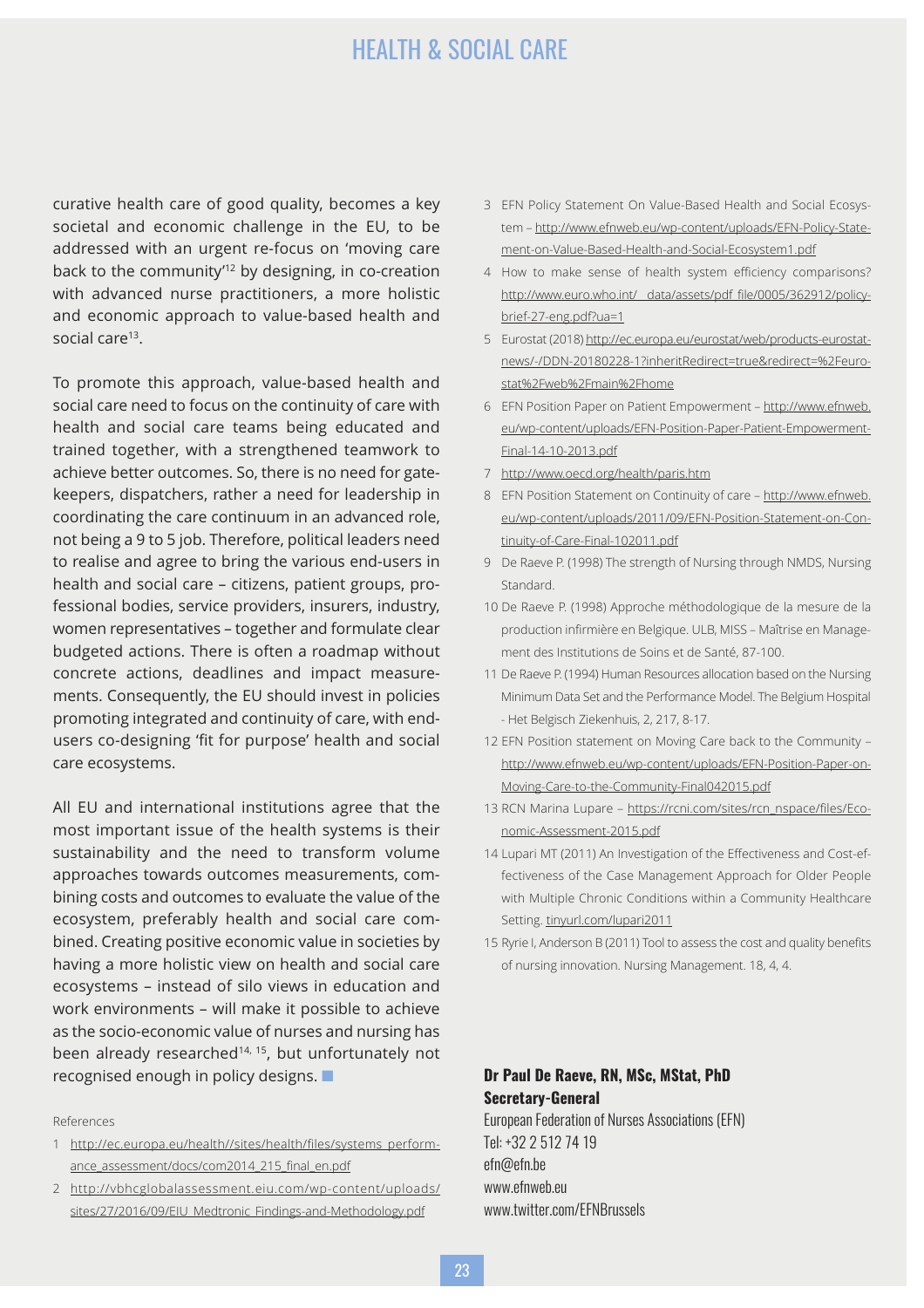curative health care of good quality, becomes a key societal and economic challenge in the EU, to be addressed with an urgent re-focus on 'moving care back to the community'[12] by designing, in co-creation with advanced nurse practitioners, a more holistic and economic approach to value-based health and social care[13].

To promote this approach, value-based health and social care need to focus on the continuity of care with health and social care teams being educated and trained together, with a strengthened teamwork to achieve better outcomes. So, there is no need for gate-keepers, dispatchers, rather a need for leadership in coordinating the care continuum in an advanced role, not being a 9 to 5 job. Therefore, political leaders need to realise and agree to bring the various end-users in health and social care – citizens, patient groups, professional bodies, service providers, insurers, industry, women representatives – together and formulate clear budgeted actions. There is often a roadmap without concrete actions, deadlines and impact measurements. Consequently, the EU should invest in policies promoting integrated and continuity of care, with end-users co-designing 'fit for purpose' health and social care ecosystems.

All EU and international institutions agree that the most important issue of the health systems is their sustainability and the need to transform volume approaches towards outcomes measurements, combining costs and outcomes to evaluate the value of the ecosystem, preferably health and social care combined. Creating positive economic value in societies by having a more holistic view on health and social care ecosystems – instead of silo views in education and work environments – will make it possible to achieve as the socio-economic value of nurses and nursing has been already researched[14, 15], but unfortunately not recognised enough in policy designs. ■

References

1. http://ec.europa.eu/health//sites/health/files/systems_performance_assessment/docs/com2014_215_final_en.pdf
2. http://vbhcglobalassessment.eiu.com/wp-content/uploads/sites/27/2016/09/EIU_Medtronic_Findings-and-Methodology.pdf
3. EFN Policy Statement On Value-Based Health and Social Ecosystem – http://www.efnweb.eu/wp-content/uploads/EFN-Policy-Statement-on-Value-Based-Health-and-Social-Ecosystem1.pdf
4. How to make sense of health system efficiency comparisons? http://www.euro.who.int/__data/assets/pdf_file/0005/362912/policy-brief-27-eng.pdf?ua=1
5. Eurostat (2018) http://ec.europa.eu/eurostat/web/products-eurostat-news/-/DDN-20180228-1?inheritRedirect=true&redirect=%2Feurostat%2Fweb%2Fmain%2Fhome
6. EFN Position Paper on Patient Empowerment – http://www.efnweb.eu/wp-content/uploads/EFN-Position-Paper-Patient-Empowerment-Final-14-10-2013.pdf
7. http://www.oecd.org/health/paris.htm
8. EFN Position Statement on Continuity of care – http://www.efnweb.eu/wp-content/uploads/2011/09/EFN-Position-Statement-on-Continuity-of-Care-Final-102011.pdf
9. De Raeve P. (1998) The strength of Nursing through NMDS, Nursing Standard.
10. De Raeve P. (1998) Approche méthodologique de la mesure de la production infirmière en Belgique. ULB, MISS – Maîtrise en Management des Institutions de Soins et de Santé, 87-100.
11. De Raeve P. (1994) Human Resources allocation based on the Nursing Minimum Data Set and the Performance Model. The Belgium Hospital - Het Belgisch Ziekenhuis, 2, 217, 8-17.
12. EFN Position statement on Moving Care back to the Community – http://www.efnweb.eu/wp-content/uploads/EFN-Position-Paper-on-Moving-Care-to-the-Community-Final042015.pdf
13. RCN Marina Lupare – https://rcni.com/sites/rcn_nspace/files/Economic-Assessment-2015.pdf
14. Lupari MT (2011) An Investigation of the Effectiveness and Cost-effectiveness of the Case Management Approach for Older People with Multiple Chronic Conditions within a Community Healthcare Setting. tinyurl.com/lupari2011
15. Ryrie I, Anderson B (2011) Tool to assess the cost and quality benefits of nursing innovation. Nursing Management. 18, 4, 4.

**Dr Paul De Raeve, RN, MSc, MStat, PhD**
**Secretary-General**
European Federation of Nurses Associations (EFN)
Tel: +32 2 512 74 19
efn@efn.be
www.efnweb.eu
www.twitter.com/EFNBrussels